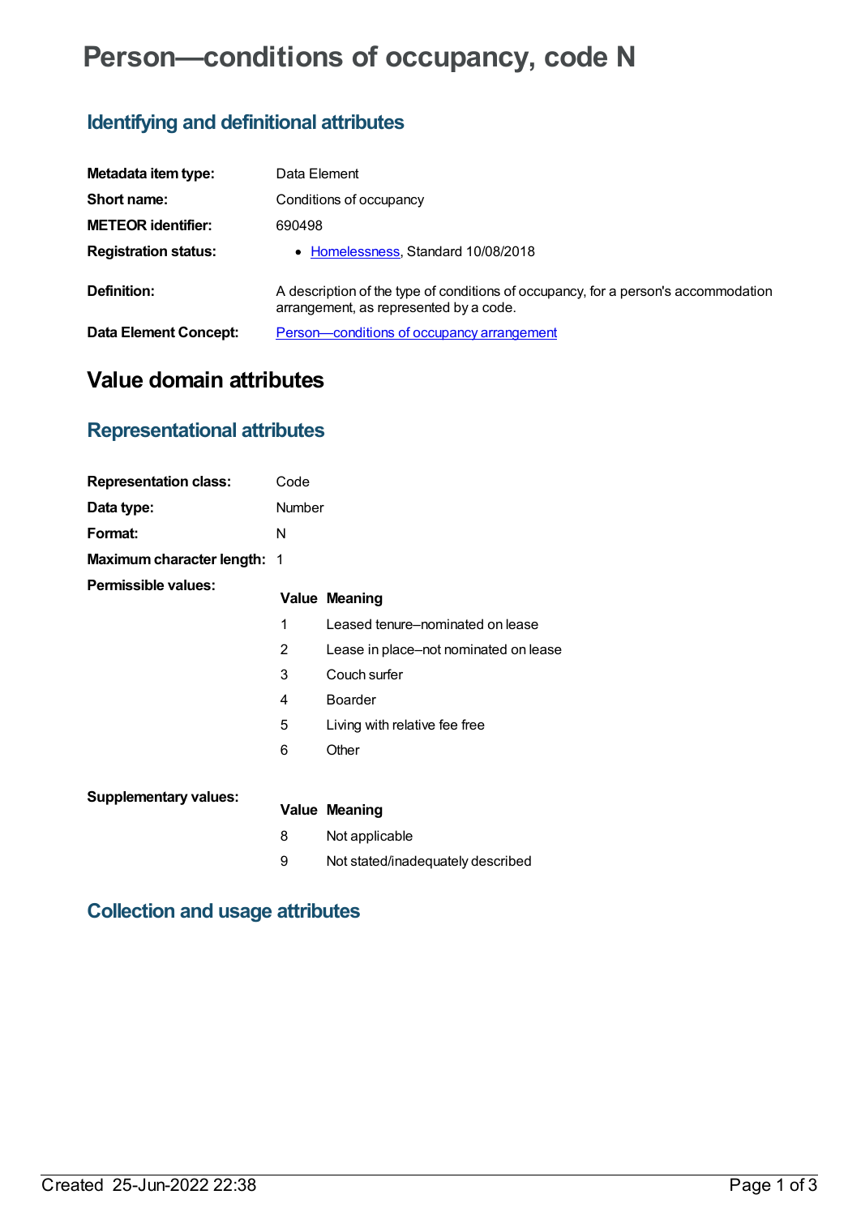# Person—conditions of occupancy, code N

## Identifying and definitional attributes

| | |
|---|---|
| **Metadata item type:** | Data Element |
| **Short name:** | Conditions of occupancy |
| **METEOR identifier:** | 690498 |
| **Registration status:** | • Homelessness, Standard 10/08/2018 |
| **Definition:** | A description of the type of conditions of occupancy, for a person's accommodation arrangement, as represented by a code. |
| **Data Element Concept:** | Person—conditions of occupancy arrangement |

# Value domain attributes

## Representational attributes

| | |
|---|---|
| **Representation class:** | Code |
| **Data type:** | Number |
| **Format:** | N |
| **Maximum character length:** | 1 |

**Permissible values:**

| Value | Meaning |
|---|---|
| 1 | Leased tenure–nominated on lease |
| 2 | Lease in place–not nominated on lease |
| 3 | Couch surfer |
| 4 | Boarder |
| 5 | Living with relative fee free |
| 6 | Other |

**Supplementary values:**

| Value | Meaning |
|---|---|
| 8 | Not applicable |
| 9 | Not stated/inadequately described |

## Collection and usage attributes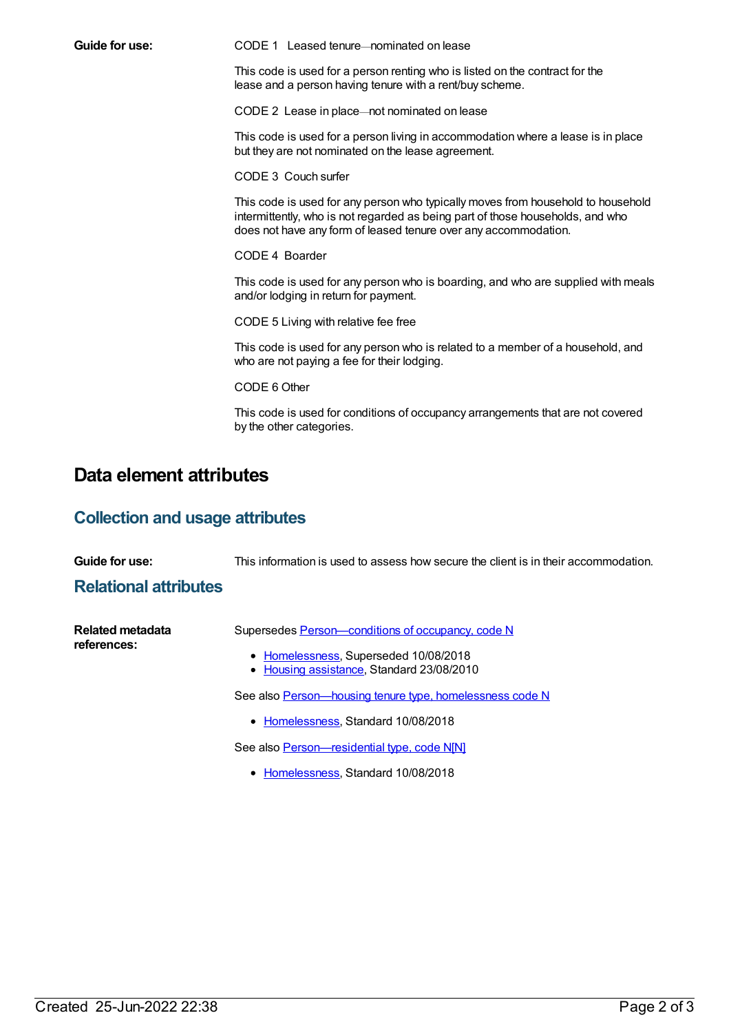**Guide for use:** CODE 1 Leased tenure—nominated on lease

This code is used for a person renting who is listed on the contract for the lease and a person having tenure with a rent/buy scheme.

CODE 2 Lease in place—not nominated on lease

This code is used for a person living in accommodation where a lease is in place but they are not nominated on the lease agreement.

CODE 3 Couch surfer

This code is used for any person who typically moves from household to household intermittently, who is not regarded as being part of those households, and who does not have any form of leased tenure over any accommodation.

CODE 4 Boarder

This code is used for any person who is boarding, and who are supplied with meals and/or lodging in return for payment.

CODE 5 Living with relative fee free

This code is used for any person who is related to a member of a household, and who are not paying a fee for their lodging.

CODE 6 Other

This code is used for conditions of occupancy arrangements that are not covered by the other categories.

## Data element attributes

### Collection and usage attributes

**Guide for use:** This information is used to assess how secure the client is in their accommodation.

### Relational attributes

**Related metadata references:**

Supersedes Person—conditions of occupancy, code N

- Homelessness, Superseded 10/08/2018
- Housing assistance, Standard 23/08/2010

See also Person—housing tenure type, homelessness code N

- Homelessness, Standard 10/08/2018

See also Person—residential type, code N[N]

- Homelessness, Standard 10/08/2018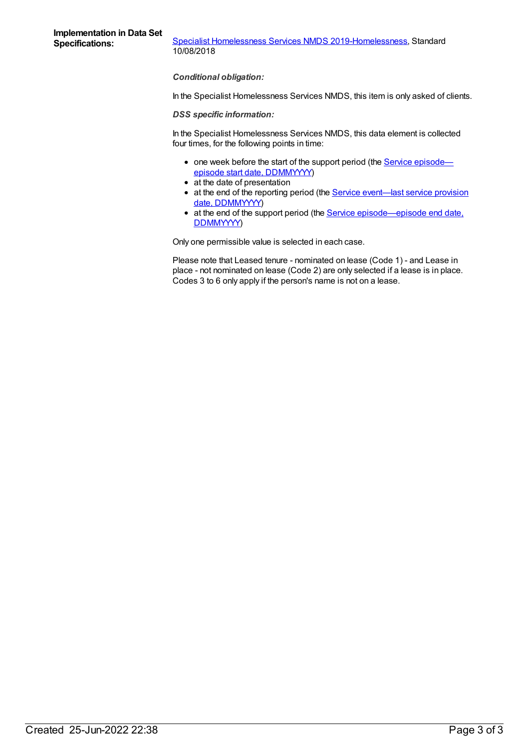**Implementation in Data Set Specifications:**

Specialist Homelessness Services NMDS 2019-Homelessness, Standard 10/08/2018

*Conditional obligation:*

In the Specialist Homelessness Services NMDS, this item is only asked of clients.

*DSS specific information:*

In the Specialist Homelessness Services NMDS, this data element is collected four times, for the following points in time:

- one week before the start of the support period (the Service episode—episode start date, DDMMYYYY)
- at the date of presentation
- at the end of the reporting period (the Service event—last service provision date, DDMMYYYY)
- at the end of the support period (the Service episode—episode end date, DDMMYYYY)

Only one permissible value is selected in each case.

Please note that Leased tenure - nominated on lease (Code 1) - and Lease in place - not nominated on lease (Code 2) are only selected if a lease is in place. Codes 3 to 6 only apply if the person's name is not on a lease.